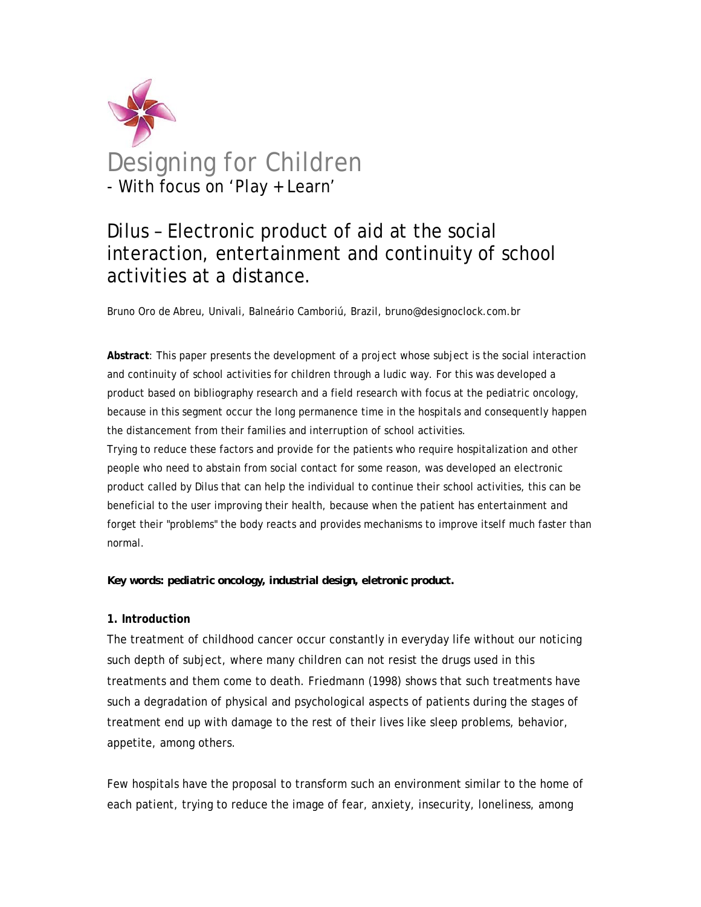# Designing for Children

- With focus on 'Play + Learn'

## Dilus – Electronic product of aid at the social interaction, entertainment and continuity of school activities at a distance.

Bruno Oro de Abreu, Univali, Balneário Camboriú, Brazil, bruno@designoclock.com.br

**Abstract**: This paper presents the development of a project whose subject is the social interaction and continuity of school activities for children through a ludic way. For this was developed a product based on bibliography research and a field research with focus at the pediatric oncology, because in this segment occur the long permanence time in the hospitals and consequently happen the distancement from their families and interruption of school activities.
Trying to reduce these factors and provide for the patients who require hospitalization and other people who need to abstain from social contact for some reason, was developed an electronic product called by Dilus that can help the individual to continue their school activities, this can be beneficial to the user improving their health, because when the patient has entertainment and forget their "problems" the body reacts and provides mechanisms to improve itself much faster than normal.

**Key words: pediatric oncology, industrial design, eletronic product.**

### 1. Introduction

The treatment of childhood cancer occur constantly in everyday life without our noticing such depth of subject, where many children can not resist the drugs used in this treatments and them come to death. Friedmann (1998) shows that such treatments have such a degradation of physical and psychological aspects of patients during the stages of treatment end up with damage to the rest of their lives like sleep problems, behavior, appetite, among others.

Few hospitals have the proposal to transform such an environment similar to the home of each patient, trying to reduce the image of fear, anxiety, insecurity, loneliness, among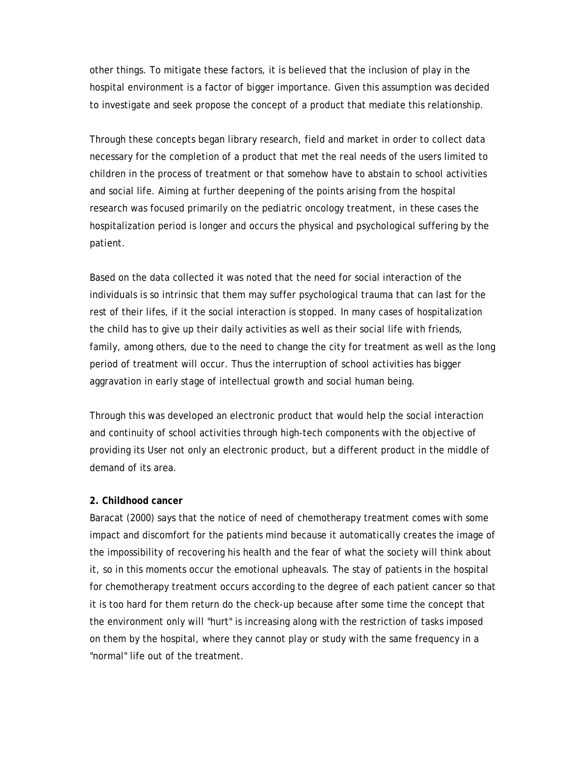other things. To mitigate these factors, it is believed that the inclusion of play in the hospital environment is a factor of bigger importance. Given this assumption was decided to investigate and seek propose the concept of a product that mediate this relationship.

Through these concepts began library research, field and market in order to collect data necessary for the completion of a product that met the real needs of the users limited to children in the process of treatment or that somehow have to abstain to school activities and social life. Aiming at further deepening of the points arising from the hospital research was focused primarily on the pediatric oncology treatment, in these cases the hospitalization period is longer and occurs the physical and psychological suffering by the patient.

Based on the data collected it was noted that the need for social interaction of the individuals is so intrinsic that them may suffer psychological trauma that can last for the rest of their lifes, if it the social interaction is stopped. In many cases of hospitalization the child has to give up their daily activities as well as their social life with friends, family, among others, due to the need to change the city for treatment as well as the long period of treatment will occur. Thus the interruption of school activities has bigger aggravation in early stage of intellectual growth and social human being.

Through this was developed an electronic product that would help the social interaction and continuity of school activities through high-tech components with the objective of providing its User not only an electronic product, but a different product in the middle of demand of its area.

**2. Childhood cancer**

Baracat (2000) says that the notice of need of chemotherapy treatment comes with some impact and discomfort for the patients mind because it automatically creates the image of the impossibility of recovering his health and the fear of what the society will think about it, so in this moments occur the emotional upheavals. The stay of patients in the hospital for chemotherapy treatment occurs according to the degree of each patient cancer so that it is too hard for them return do the check-up because after some time the concept that the environment only will "hurt" is increasing along with the restriction of tasks imposed on them by the hospital, where they cannot play or study with the same frequency in a "normal" life out of the treatment.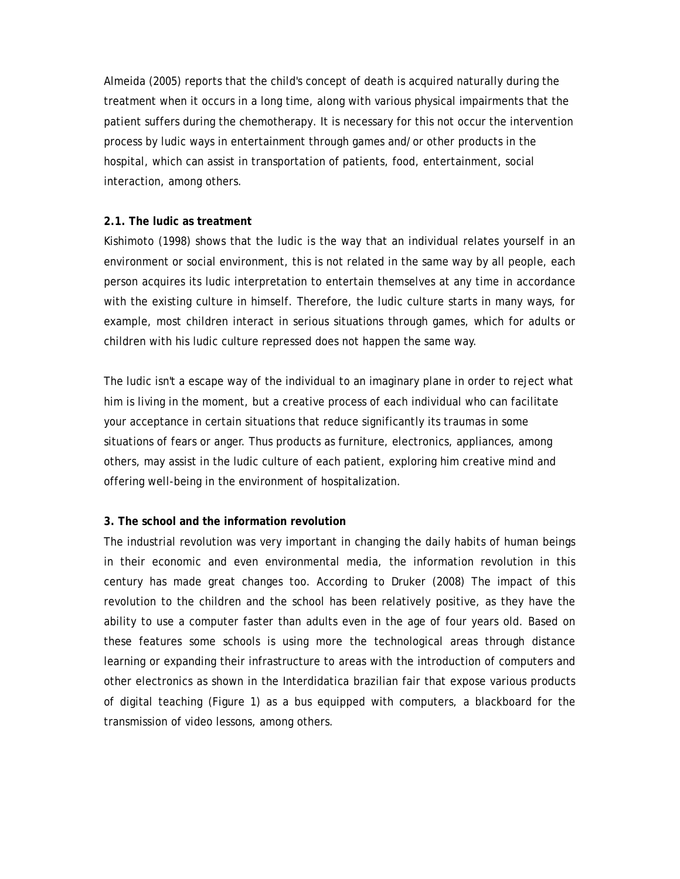Almeida (2005) reports that the child's concept of death is acquired naturally during the treatment when it occurs in a long time, along with various physical impairments that the patient suffers during the chemotherapy. It is necessary for this not occur the intervention process by ludic ways in entertainment through games and/or other products in the hospital, which can assist in transportation of patients, food, entertainment, social interaction, among others.

**2.1. The ludic as treatment**

Kishimoto (1998) shows that the ludic is the way that an individual relates yourself in an environment or social environment, this is not related in the same way by all people, each person acquires its ludic interpretation to entertain themselves at any time in accordance with the existing culture in himself. Therefore, the ludic culture starts in many ways, for example, most children interact in serious situations through games, which for adults or children with his ludic culture repressed does not happen the same way.

The ludic isn't a escape way of the individual to an imaginary plane in order to reject what him is living in the moment, but a creative process of each individual who can facilitate your acceptance in certain situations that reduce significantly its traumas in some situations of fears or anger. Thus products as furniture, electronics, appliances, among others, may assist in the ludic culture of each patient, exploring him creative mind and offering well-being in the environment of hospitalization.

**3. The school and the information revolution**

The industrial revolution was very important in changing the daily habits of human beings in their economic and even environmental media, the information revolution in this century has made great changes too. According to Druker (2008) The impact of this revolution to the children and the school has been relatively positive, as they have the ability to use a computer faster than adults even in the age of four years old. Based on these features some schools is using more the technological areas through distance learning or expanding their infrastructure to areas with the introduction of computers and other electronics as shown in the Interdidatica brazilian fair that expose various products of digital teaching (Figure 1) as a bus equipped with computers, a blackboard for the transmission of video lessons, among others.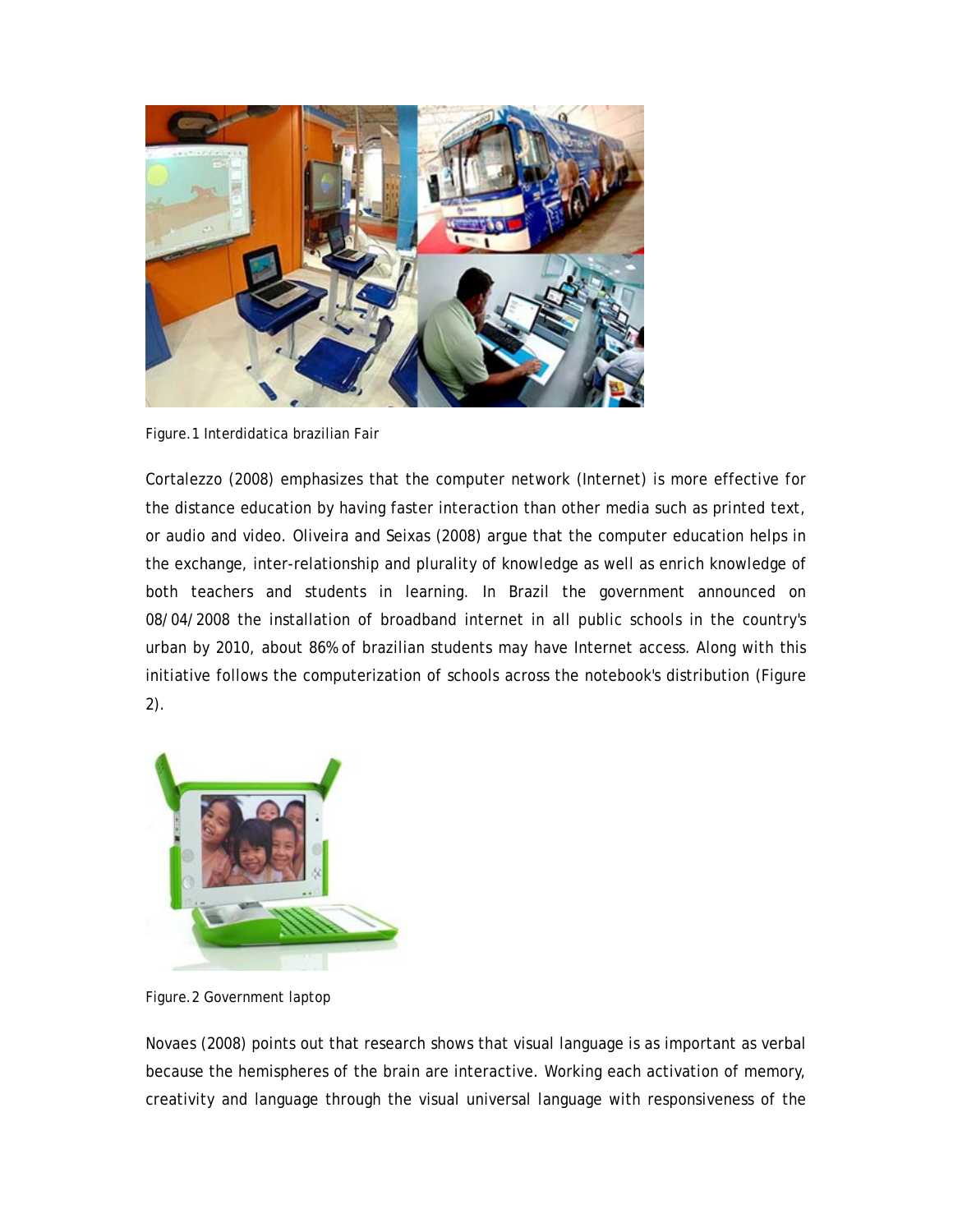Figure.1 Interdidatica brazilian Fair

Cortalezzo (2008) emphasizes that the computer network (Internet) is more effective for the distance education by having faster interaction than other media such as printed text, or audio and video. Oliveira and Seixas (2008) argue that the computer education helps in the exchange, inter-relationship and plurality of knowledge as well as enrich knowledge of both teachers and students in learning. In Brazil the government announced on 08/04/2008 the installation of broadband internet in all public schools in the country's urban by 2010, about 86% of brazilian students may have Internet access. Along with this initiative follows the computerization of schools across the notebook's distribution (Figure 2).

Figure.2 Government laptop

Novaes (2008) points out that research shows that visual language is as important as verbal because the hemispheres of the brain are interactive. Working each activation of memory, creativity and language through the visual universal language with responsiveness of the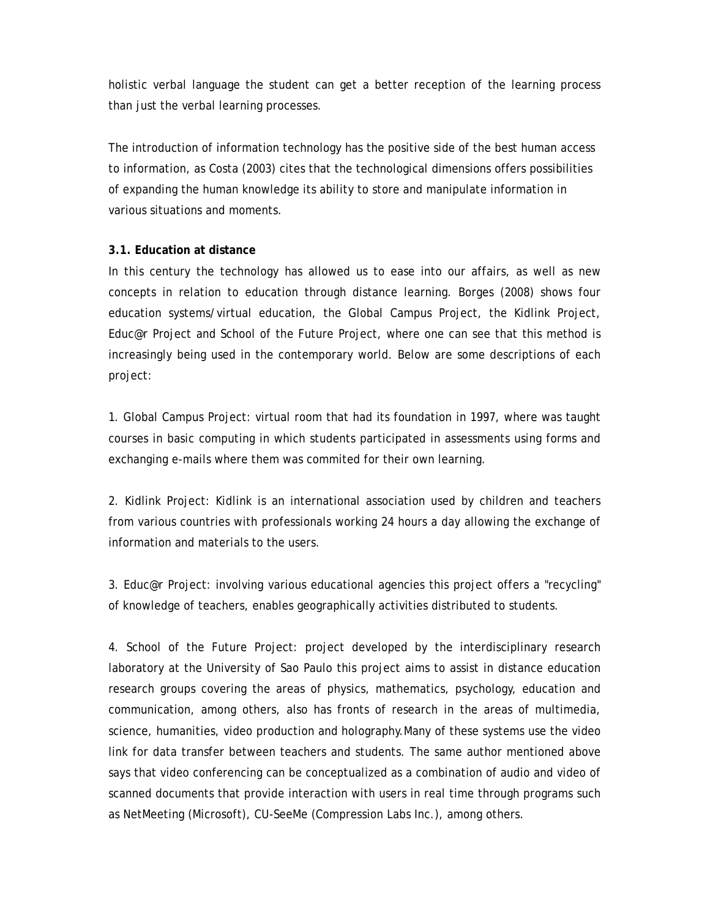holistic verbal language the student can get a better reception of the learning process than just the verbal learning processes.

The introduction of information technology has the positive side of the best human access to information, as Costa (2003) cites that the technological dimensions offers possibilities of expanding the human knowledge its ability to store and manipulate information in various situations and moments.

### 3.1. Education at distance

In this century the technology has allowed us to ease into our affairs, as well as new concepts in relation to education through distance learning. Borges (2008) shows four education systems/virtual education, the Global Campus Project, the Kidlink Project, Educ@r Project and School of the Future Project, where one can see that this method is increasingly being used in the contemporary world. Below are some descriptions of each project:

1. Global Campus Project: virtual room that had its foundation in 1997, where was taught courses in basic computing in which students participated in assessments using forms and exchanging e-mails where them was commited for their own learning.

2. Kidlink Project: Kidlink is an international association used by children and teachers from various countries with professionals working 24 hours a day allowing the exchange of information and materials to the users.

3. Educ@r Project: involving various educational agencies this project offers a "recycling" of knowledge of teachers, enables geographically activities distributed to students.

4. School of the Future Project: project developed by the interdisciplinary research laboratory at the University of Sao Paulo this project aims to assist in distance education research groups covering the areas of physics, mathematics, psychology, education and communication, among others, also has fronts of research in the areas of multimedia, science, humanities, video production and holography.Many of these systems use the video link for data transfer between teachers and students. The same author mentioned above says that video conferencing can be conceptualized as a combination of audio and video of scanned documents that provide interaction with users in real time through programs such as NetMeeting (Microsoft), CU-SeeMe (Compression Labs Inc.), among others.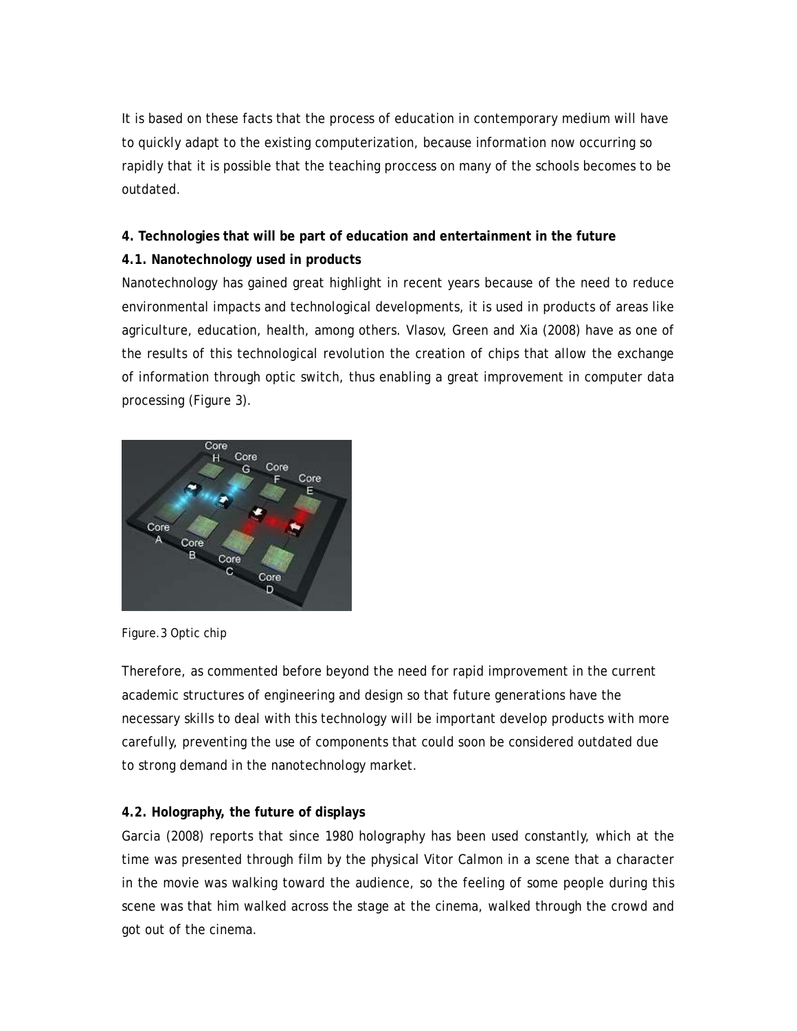It is based on these facts that the process of education in contemporary medium will have to quickly adapt to the existing computerization, because information now occurring so rapidly that it is possible that the teaching proccess on many of the schools becomes to be outdated.

**4. Technologies that will be part of education and entertainment in the future**

**4.1. Nanotechnology used in products**

Nanotechnology has gained great highlight in recent years because of the need to reduce environmental impacts and technological developments, it is used in products of areas like agriculture, education, health, among others. Vlasov, Green and Xia (2008) have as one of the results of this technological revolution the creation of chips that allow the exchange of information through optic switch, thus enabling a great improvement in computer data processing (Figure 3).

Core H
Core G
Core F
Core E
Core A
Core B
Core C
Core D

Figure.3 Optic chip

Therefore, as commented before beyond the need for rapid improvement in the current academic structures of engineering and design so that future generations have the necessary skills to deal with this technology will be important develop products with more carefully, preventing the use of components that could soon be considered outdated due to strong demand in the nanotechnology market.

**4.2. Holography, the future of displays**

Garcia (2008) reports that since 1980 holography has been used constantly, which at the time was presented through film by the physical Vitor Calmon in a scene that a character in the movie was walking toward the audience, so the feeling of some people during this scene was that him walked across the stage at the cinema, walked through the crowd and got out of the cinema.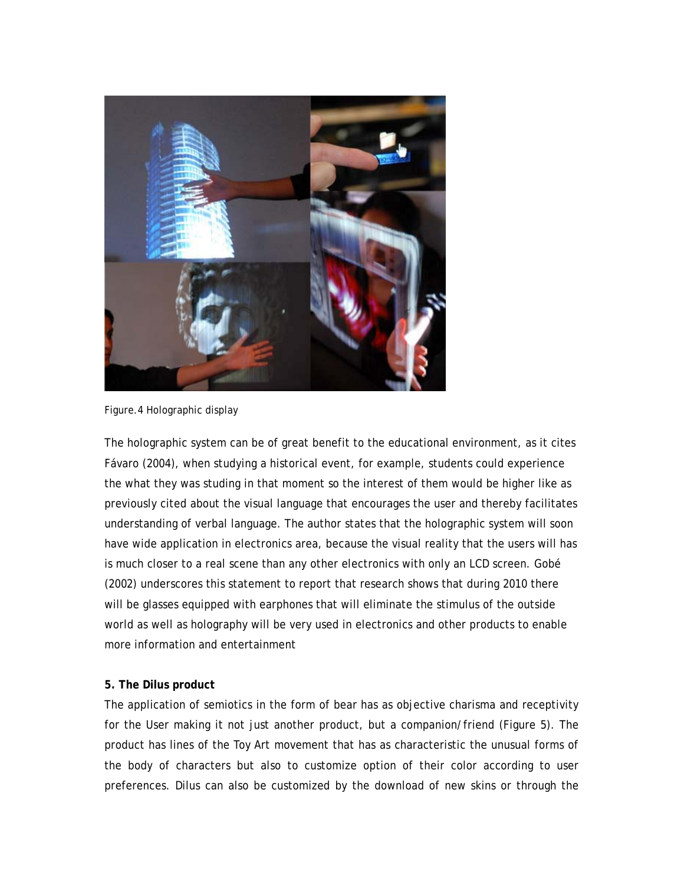Figure.4 Holographic display

The holographic system can be of great benefit to the educational environment, as it cites Fávaro (2004), when studying a historical event, for example, students could experience the what they was studing in that moment so the interest of them would be higher like as previously cited about the visual language that encourages the user and thereby facilitates understanding of verbal language. The author states that the holographic system will soon have wide application in electronics area, because the visual reality that the users will has is much closer to a real scene than any other electronics with only an LCD screen. Gobé (2002) underscores this statement to report that research shows that during 2010 there will be glasses equipped with earphones that will eliminate the stimulus of the outside world as well as holography will be very used in electronics and other products to enable more information and entertainment

**5. The Dilus product**

The application of semiotics in the form of bear has as objective charisma and receptivity for the User making it not just another product, but a companion/friend (Figure 5). The product has lines of the Toy Art movement that has as characteristic the unusual forms of the body of characters but also to customize option of their color according to user preferences. Dilus can also be customized by the download of new skins or through the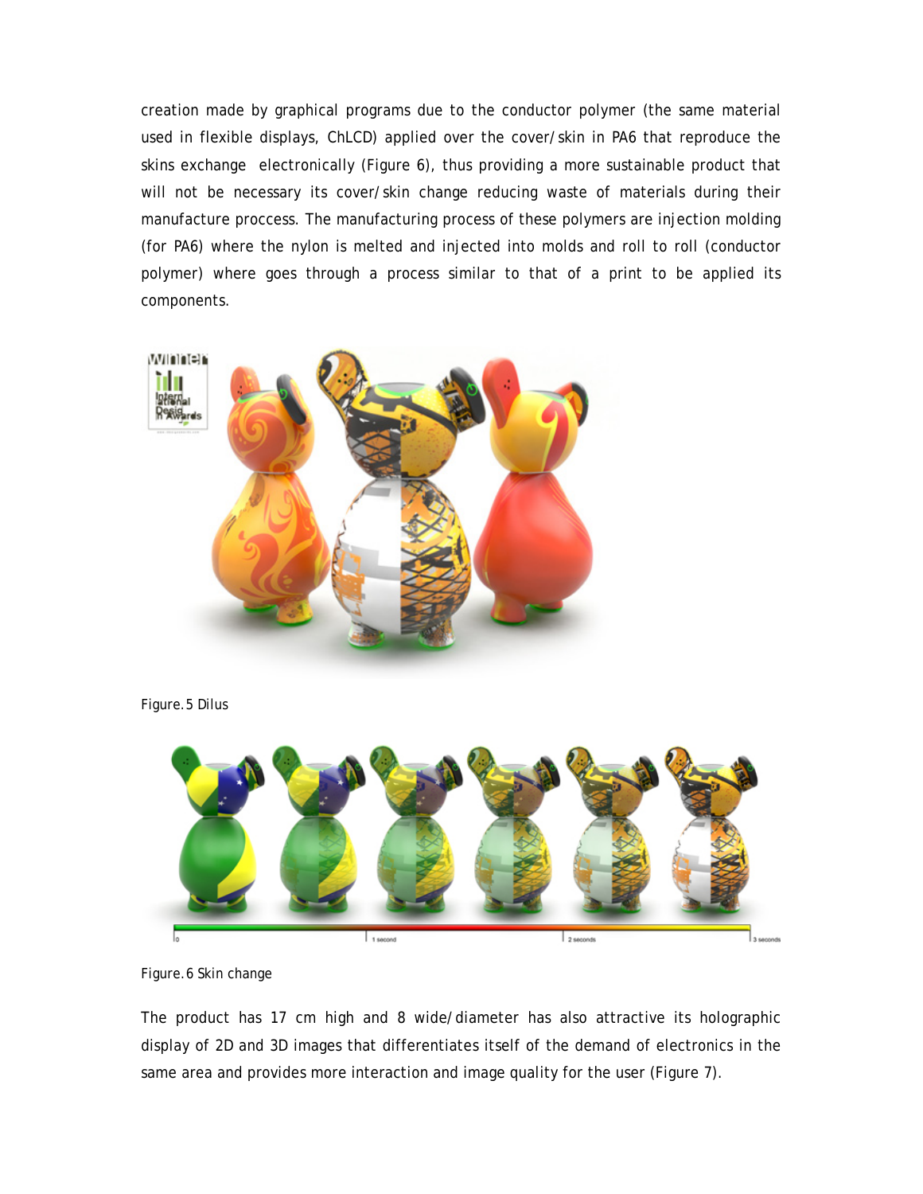creation made by graphical programs due to the conductor polymer (the same material used in flexible displays, ChLCD) applied over the cover/skin in PA6 that reproduce the skins exchange electronically (Figure 6), thus providing a more sustainable product that will not be necessary its cover/skin change reducing waste of materials during their manufacture proccess. The manufacturing process of these polymers are injection molding (for PA6) where the nylon is melted and injected into molds and roll to roll (conductor polymer) where goes through a process similar to that of a print to be applied its components.

Figure.5 Dilus

0

1 second

2 seconds

3 seconds

Figure.6 Skin change

The product has 17 cm high and 8 wide/diameter has also attractive its holographic display of 2D and 3D images that differentiates itself of the demand of electronics in the same area and provides more interaction and image quality for the user (Figure 7).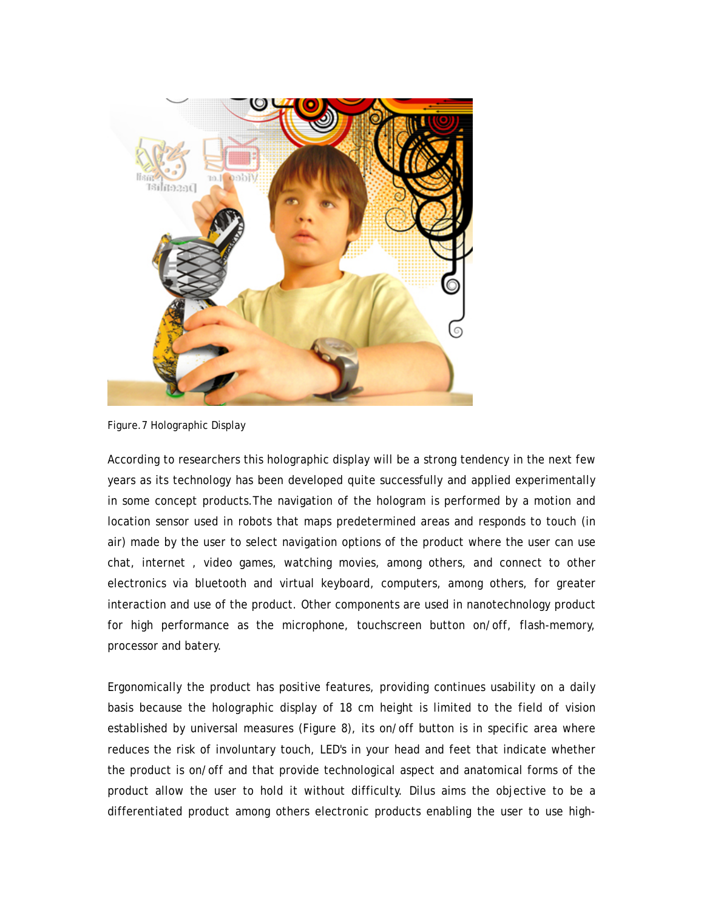Figure. 7 Holographic Display

According to researchers this holographic display will be a strong tendency in the next few years as its technology has been developed quite successfully and applied experimentally in some concept products.The navigation of the hologram is performed by a motion and location sensor used in robots that maps predetermined areas and responds to touch (in air) made by the user to select navigation options of the product where the user can use chat, internet , video games, watching movies, among others, and connect to other electronics via bluetooth and virtual keyboard, computers, among others, for greater interaction and use of the product. Other components are used in nanotechnology product for high performance as the microphone, touchscreen button on/off, flash-memory, processor and batery.

Ergonomically the product has positive features, providing continues usability on a daily basis because the holographic display of 18 cm height is limited to the field of vision established by universal measures (Figure 8), its on/off button is in specific area where reduces the risk of involuntary touch, LED's in your head and feet that indicate whether the product is on/off and that provide technological aspect and anatomical forms of the product allow the user to hold it without difficulty. Dilus aims the objective to be a differentiated product among others electronic products enabling the user to use high-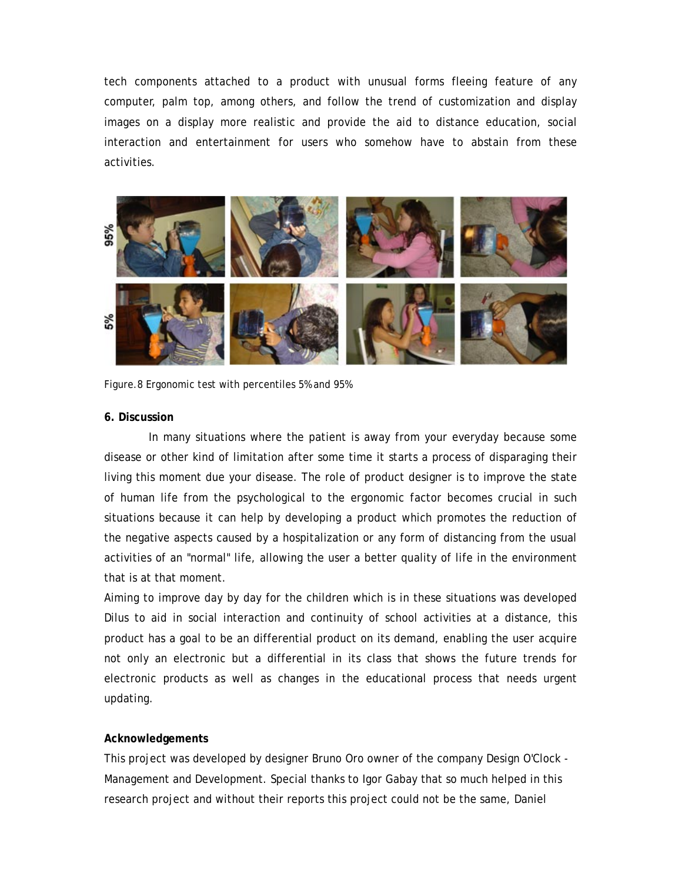tech components attached to a product with unusual forms fleeing feature of any computer, palm top, among others, and follow the trend of customization and display images on a display more realistic and provide the aid to distance education, social interaction and entertainment for users who somehow have to abstain from these activities.

95%

5%

Figure.8 Ergonomic test with percentiles 5% and 95%

**6. Discussion**

In many situations where the patient is away from your everyday because some disease or other kind of limitation after some time it starts a process of disparaging their living this moment due your disease. The role of product designer is to improve the state of human life from the psychological to the ergonomic factor becomes crucial in such situations because it can help by developing a product which promotes the reduction of the negative aspects caused by a hospitalization or any form of distancing from the usual activities of an "normal" life, allowing the user a better quality of life in the environment that is at that moment.

Aiming to improve day by day for the children which is in these situations was developed Dilus to aid in social interaction and continuity of school activities at a distance, this product has a goal to be an differential product on its demand, enabling the user acquire not only an electronic but a differential in its class that shows the future trends for electronic products as well as changes in the educational process that needs urgent updating.

**Acknowledgements**

This project was developed by designer Bruno Oro owner of the company Design O'Clock - Management and Development. Special thanks to Igor Gabay that so much helped in this research project and without their reports this project could not be the same, Daniel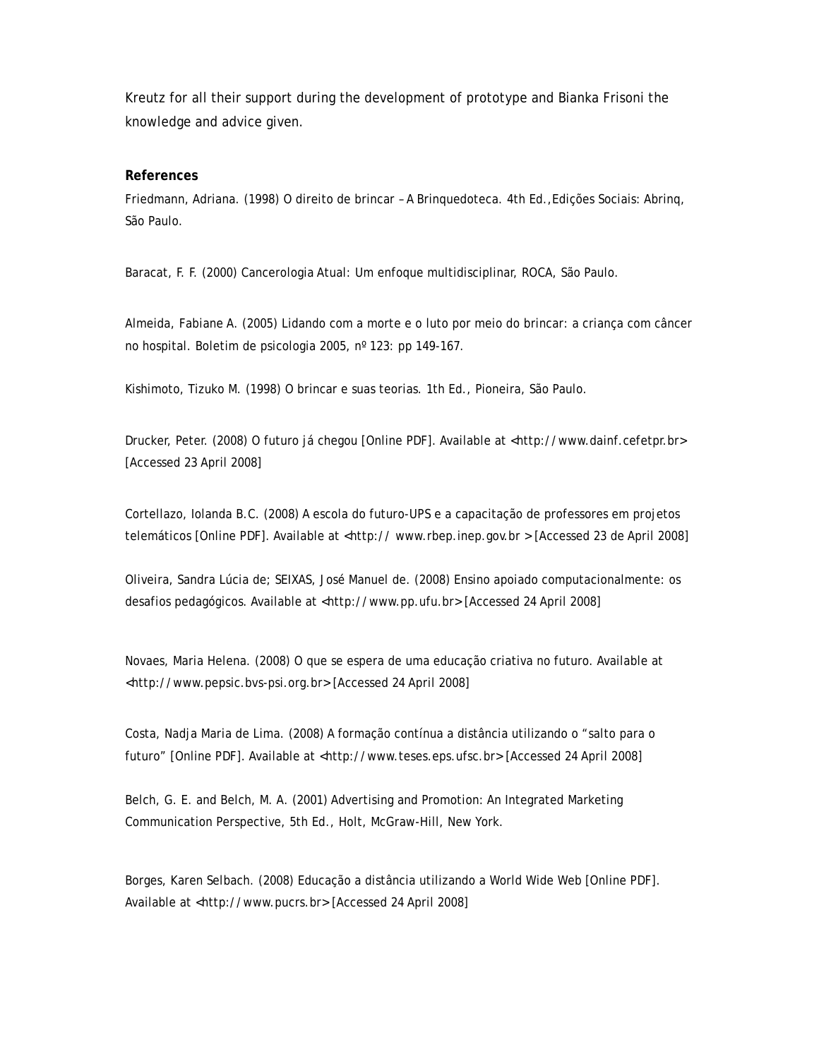Kreutz for all their support during the development of prototype and Bianka Frisoni the knowledge and advice given.

**References**

Friedmann, Adriana. (1998) O direito de brincar – A Brinquedoteca. 4th Ed., Edições Sociais: Abrinq, São Paulo.

Baracat, F. F. (2000) Cancerologia Atual: Um enfoque multidisciplinar, ROCA, São Paulo.

Almeida, Fabiane A. (2005) Lidando com a morte e o luto por meio do brincar: a criança com câncer no hospital. Boletim de psicologia 2005, nº 123: pp 149-167.

Kishimoto, Tizuko M. (1998) O brincar e suas teorias. 1th Ed., Pioneira, São Paulo.

Drucker, Peter. (2008) O futuro já chegou [Online PDF]. Available at <http://www.dainf.cefetpr.br> [Accessed 23 April 2008]

Cortellazo, Iolanda B.C. (2008) A escola do futuro-UPS e a capacitação de professores em projetos telemáticos [Online PDF]. Available at <http:// www.rbep.inep.gov.br > [Accessed 23 de April 2008]

Oliveira, Sandra Lúcia de; SEIXAS, José Manuel de. (2008) Ensino apoiado computacionalmente: os desafios pedagógicos. Available at <http://www.pp.ufu.br> [Accessed 24 April 2008]

Novaes, Maria Helena. (2008) O que se espera de uma educação criativa no futuro. Available at <http://www.pepsic.bvs-psi.org.br> [Accessed 24 April 2008]

Costa, Nadja Maria de Lima. (2008) A formação contínua a distância utilizando o "salto para o futuro" [Online PDF]. Available at <http://www.teses.eps.ufsc.br> [Accessed 24 April 2008]

Belch, G. E. and Belch, M. A. (2001) Advertising and Promotion: An Integrated Marketing Communication Perspective, 5th Ed., Holt, McGraw-Hill, New York.

Borges, Karen Selbach. (2008) Educação a distância utilizando a World Wide Web [Online PDF]. Available at <http://www.pucrs.br> [Accessed 24 April 2008]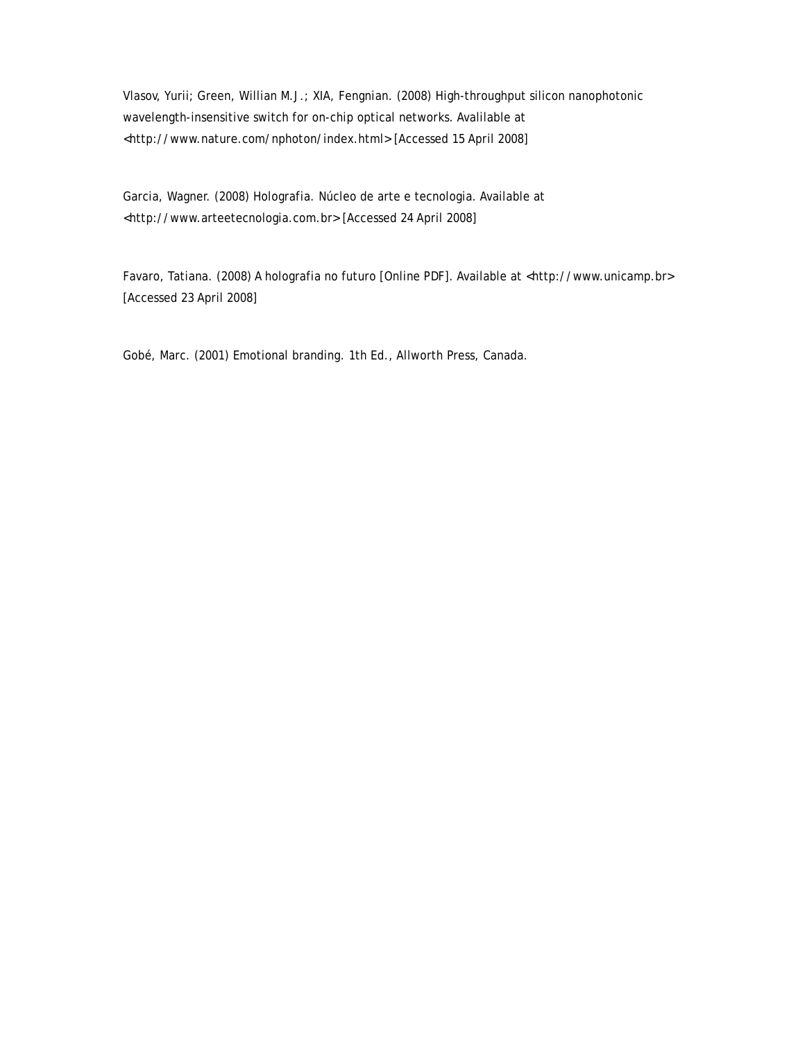Vlasov, Yurii; Green, Willian M.J.; XIA, Fengnian. (2008) High-throughput silicon nanophotonic wavelength-insensitive switch for on-chip optical networks. Avalilable at <http://www.nature.com/nphoton/index.html> [Accessed 15 April 2008]

Garcia, Wagner. (2008) Holografia. Núcleo de arte e tecnologia. Available at <http://www.arteetecnologia.com.br> [Accessed 24 April 2008]

Favaro, Tatiana. (2008) A holografia no futuro [Online PDF]. Available at <http://www.unicamp.br> [Accessed 23 April 2008]

Gobé, Marc. (2001) Emotional branding. 1th Ed., Allworth Press, Canada.